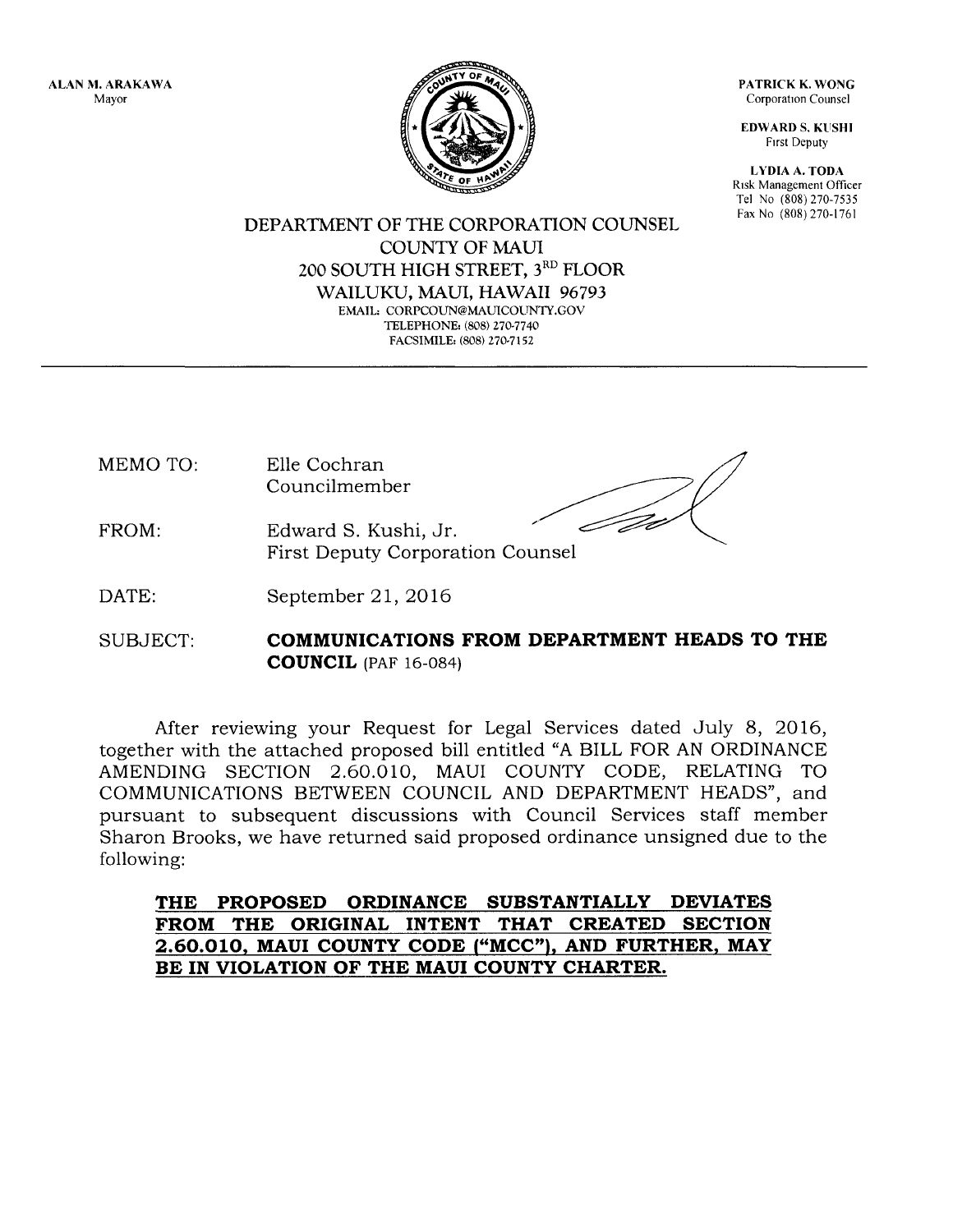ALAN M. ARAKAWA
Mayor

PATRICK K. WONG
Corporation Counsel

EDWARD S. KUSHI
First Deputy

LYDIA A. TODA
Risk Management Officer
Tel No (808) 270-7535
Fax No (808) 270-1761

DEPARTMENT OF THE CORPORATION COUNSEL
COUNTY OF MAUI
200 SOUTH HIGH STREET, 3RD FLOOR
WAILUKU, MAUI, HAWAII 96793
EMAIL: CORPCOUN@MAUICOUNTY.GOV
TELEPHONE: (808) 270-7740
FACSIMILE: (808) 270-7152

---

MEMO TO: Elle Cochran
Councilmember

FROM: Edward S. Kushi, Jr.
First Deputy Corporation Counsel

DATE: September 21, 2016

SUBJECT: **COMMUNICATIONS FROM DEPARTMENT HEADS TO THE COUNCIL** (PAF 16-084)

After reviewing your Request for Legal Services dated July 8, 2016, together with the attached proposed bill entitled "A BILL FOR AN ORDINANCE AMENDING SECTION 2.60.010, MAUI COUNTY CODE, RELATING TO COMMUNICATIONS BETWEEN COUNCIL AND DEPARTMENT HEADS", and pursuant to subsequent discussions with Council Services staff member Sharon Brooks, we have returned said proposed ordinance unsigned due to the following:

**THE PROPOSED ORDINANCE SUBSTANTIALLY DEVIATES FROM THE ORIGINAL INTENT THAT CREATED SECTION 2.60.010, MAUI COUNTY CODE ("MCC"), AND FURTHER, MAY BE IN VIOLATION OF THE MAUI COUNTY CHARTER.**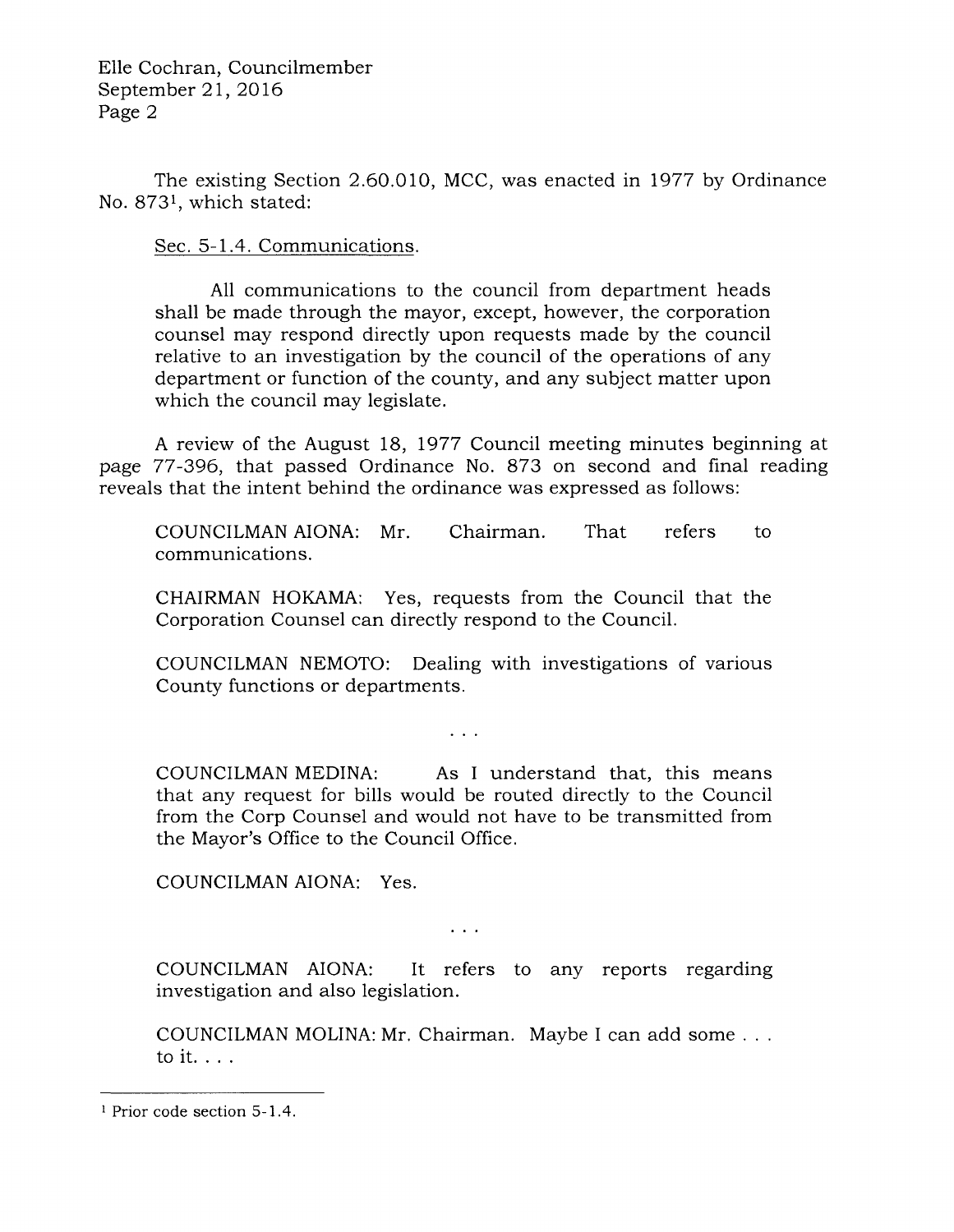The existing Section 2.60.010, MCC, was enacted in 1977 by Ordinance No. 873[1], which stated:

> Sec. 5-1.4. Communications.
>
> All communications to the council from department heads shall be made through the mayor, except, however, the corporation counsel may respond directly upon requests made by the council relative to an investigation by the council of the operations of any department or function of the county, and any subject matter upon which the council may legislate.

A review of the August 18, 1977 Council meeting minutes beginning at page 77-396, that passed Ordinance No. 873 on second and final reading reveals that the intent behind the ordinance was expressed as follows:

> COUNCILMAN AIONA: Mr. Chairman. That refers to communications.
>
> CHAIRMAN HOKAMA: Yes, requests from the Council that the Corporation Counsel can directly respond to the Council.
>
> COUNCILMAN NEMOTO: Dealing with investigations of various County functions or departments.
>
> . . .
>
> COUNCILMAN MEDINA: As I understand that, this means that any request for bills would be routed directly to the Council from the Corp Counsel and would not have to be transmitted from the Mayor's Office to the Council Office.
>
> COUNCILMAN AIONA: Yes.
>
> . . .
>
> COUNCILMAN AIONA: It refers to any reports regarding investigation and also legislation.
>
> COUNCILMAN MOLINA: Mr. Chairman. Maybe I can add some . . . to it. . . .

---

[1] Prior code section 5-1.4.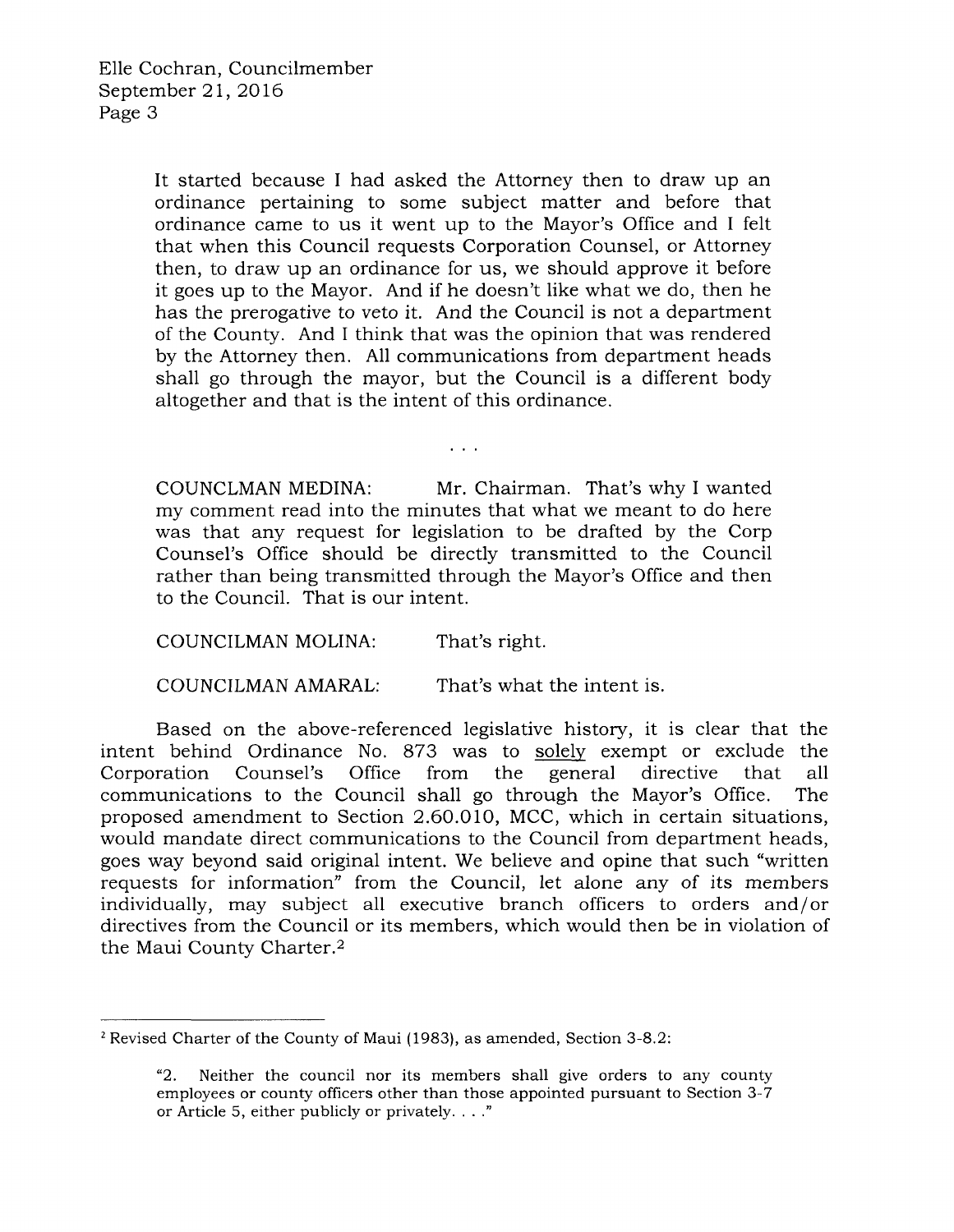> It started because I had asked the Attorney then to draw up an ordinance pertaining to some subject matter and before that ordinance came to us it went up to the Mayor's Office and I felt that when this Council requests Corporation Counsel, or Attorney then, to draw up an ordinance for us, we should approve it before it goes up to the Mayor. And if he doesn't like what we do, then he has the prerogative to veto it. And the Council is not a department of the County. And I think that was the opinion that was rendered by the Attorney then. All communications from department heads shall go through the mayor, but the Council is a different body altogether and that is the intent of this ordinance.
>
> . . .
>
> COUNCLMAN MEDINA: Mr. Chairman. That's why I wanted my comment read into the minutes that what we meant to do here was that any request for legislation to be drafted by the Corp Counsel's Office should be directly transmitted to the Council rather than being transmitted through the Mayor's Office and then to the Council. That is our intent.
>
> COUNCILMAN MOLINA: That's right.
>
> COUNCILMAN AMARAL: That's what the intent is.

Based on the above-referenced legislative history, it is clear that the intent behind Ordinance No. 873 was to <u>solely</u> exempt or exclude the Corporation Counsel's Office from the general directive that all communications to the Council shall go through the Mayor's Office. The proposed amendment to Section 2.60.010, MCC, which in certain situations, would mandate direct communications to the Council from department heads, goes way beyond said original intent. We believe and opine that such "written requests for information" from the Council, let alone any of its members individually, may subject all executive branch officers to orders and/or directives from the Council or its members, which would then be in violation of the Maui County Charter.[2]

---

[2] Revised Charter of the County of Maui (1983), as amended, Section 3-8.2:

> "2. Neither the council nor its members shall give orders to any county employees or county officers other than those appointed pursuant to Section 3-7 or Article 5, either publicly or privately. . . ."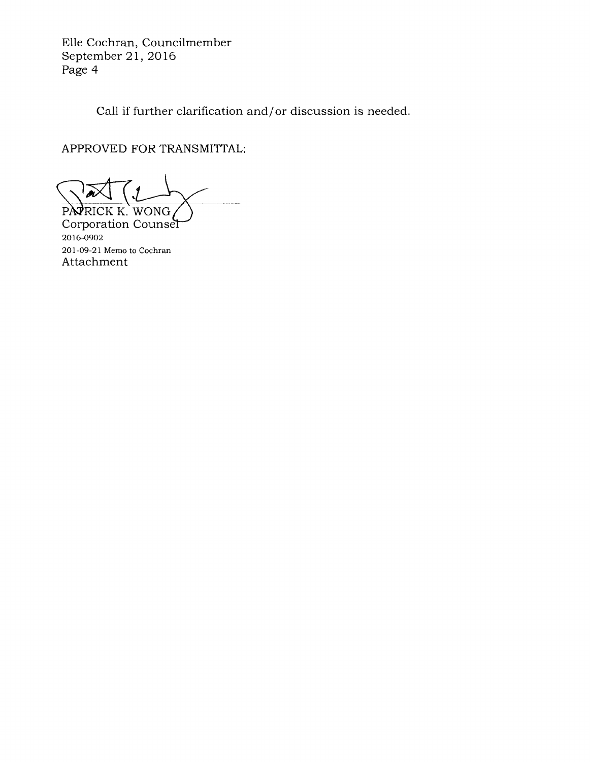Elle Cochran, Councilmember
September 21, 2016
Page 4

Call if further clarification and/or discussion is needed.

APPROVED FOR TRANSMITTAL:

PATRICK K. WONG
Corporation Counsel
2016-0902
201-09-21 Memo to Cochran
Attachment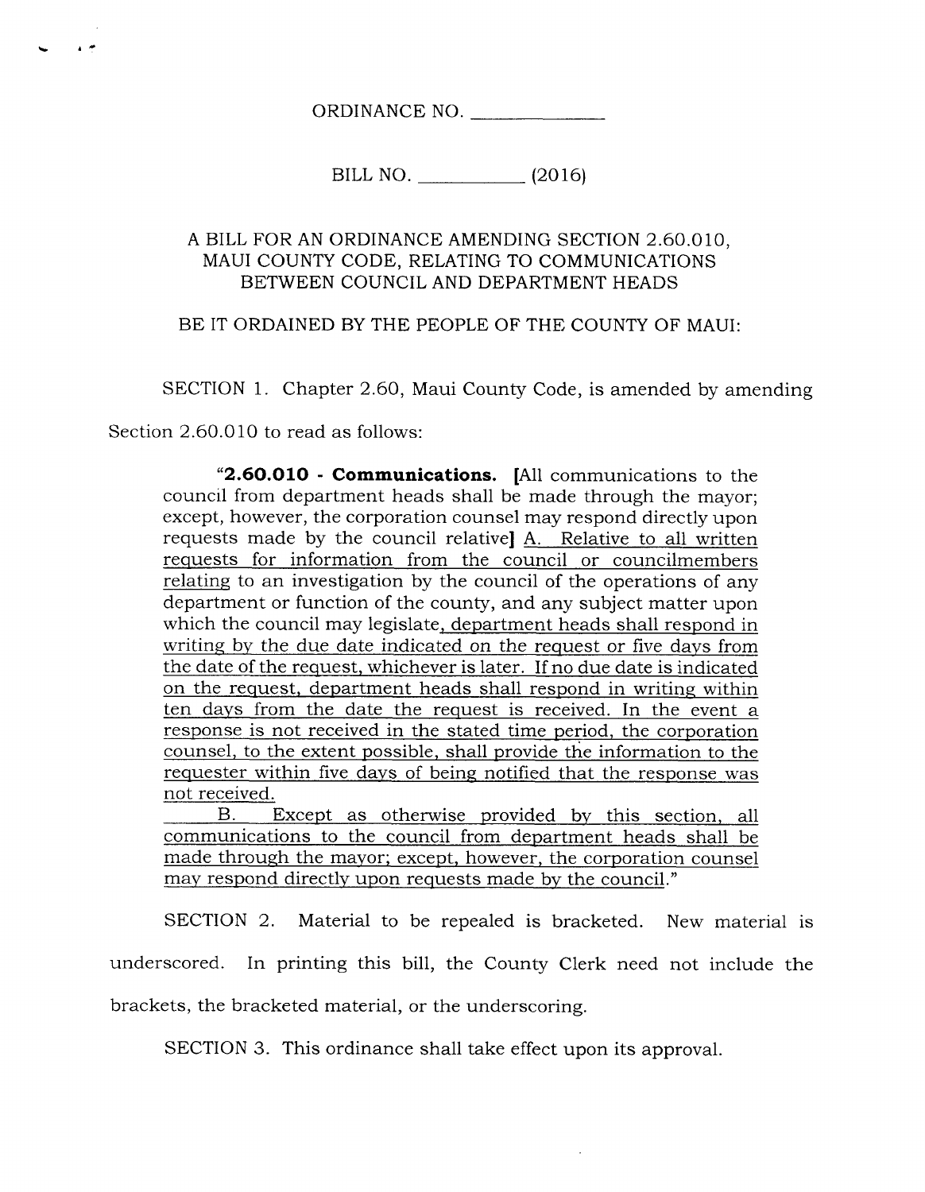ORDINANCE NO. ______________

BILL NO. ____________ (2016)

A BILL FOR AN ORDINANCE AMENDING SECTION 2.60.010, MAUI COUNTY CODE, RELATING TO COMMUNICATIONS BETWEEN COUNCIL AND DEPARTMENT HEADS

BE IT ORDAINED BY THE PEOPLE OF THE COUNTY OF MAUI:

SECTION 1. Chapter 2.60, Maui County Code, is amended by amending Section 2.60.010 to read as follows:

"**2.60.010 - Communications.** [All communications to the council from department heads shall be made through the mayor; except, however, the corporation counsel may respond directly upon requests made by the council relative] <u>A. Relative to all written requests for information from the council or councilmembers relating</u> to an investigation by the council of the operations of any department or function of the county, and any subject matter upon which the council may legislate<u>, department heads shall respond in writing by the due date indicated on the request or five days from the date of the request, whichever is later. If no due date is indicated on the request, department heads shall respond in writing within ten days from the date the request is received. In the event a response is not received in the stated time period, the corporation counsel, to the extent possible, shall provide the information to the requester within five days of being notified that the response was not received.</u>

<u>B. Except as otherwise provided by this section, all communications to the council from department heads shall be made through the mayor; except, however, the corporation counsel may respond directly upon requests made by the council</u>."

SECTION 2. Material to be repealed is bracketed. New material is underscored. In printing this bill, the County Clerk need not include the brackets, the bracketed material, or the underscoring.

SECTION 3. This ordinance shall take effect upon its approval.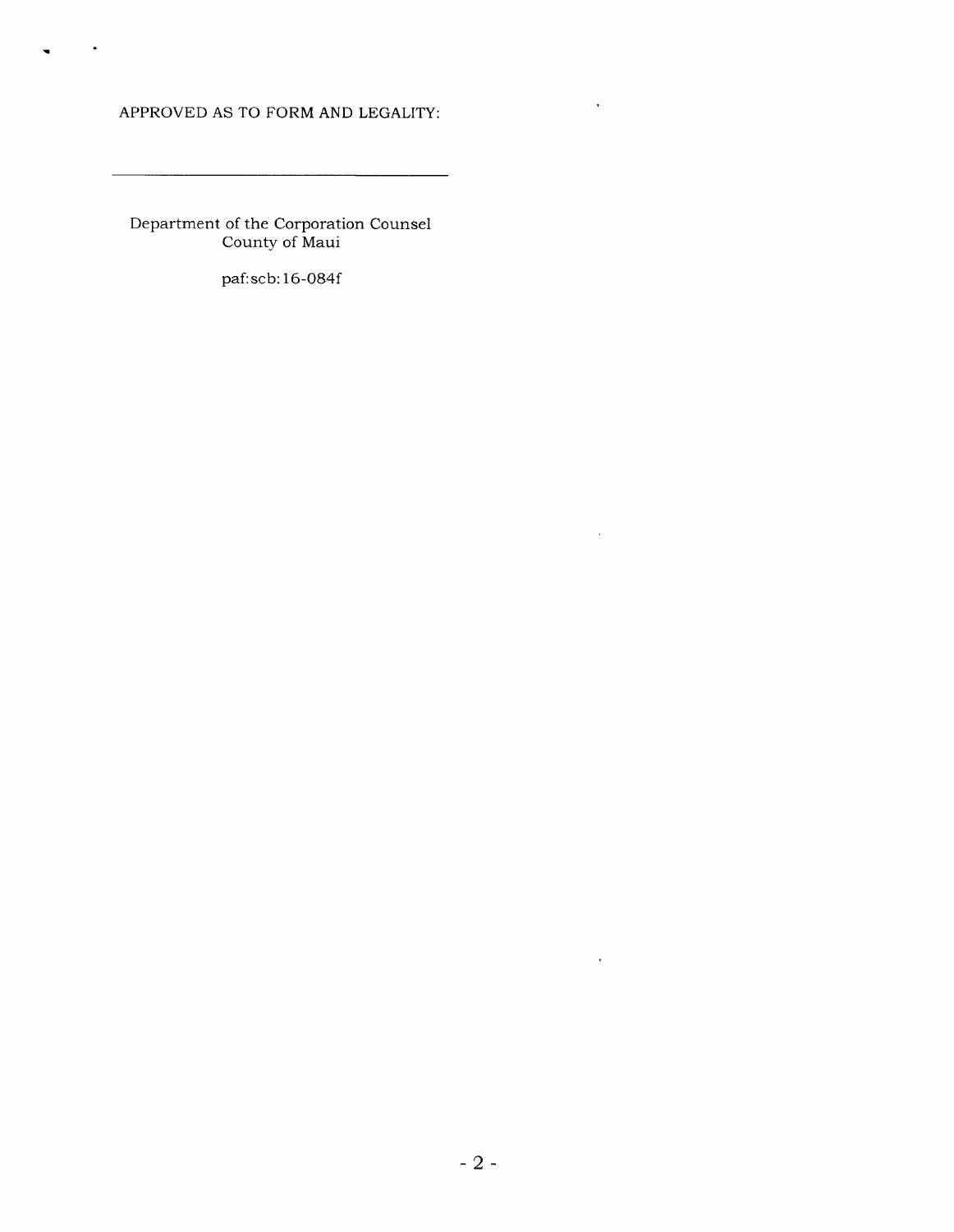APPROVED AS TO FORM AND LEGALITY:

\_\_\_\_\_\_\_\_\_\_\_\_\_\_\_\_\_\_\_\_\_\_\_\_\_\_\_\_\_\_\_\_\_\_\_\_

Department of the Corporation Counsel
County of Maui

paf:scb:16-084f